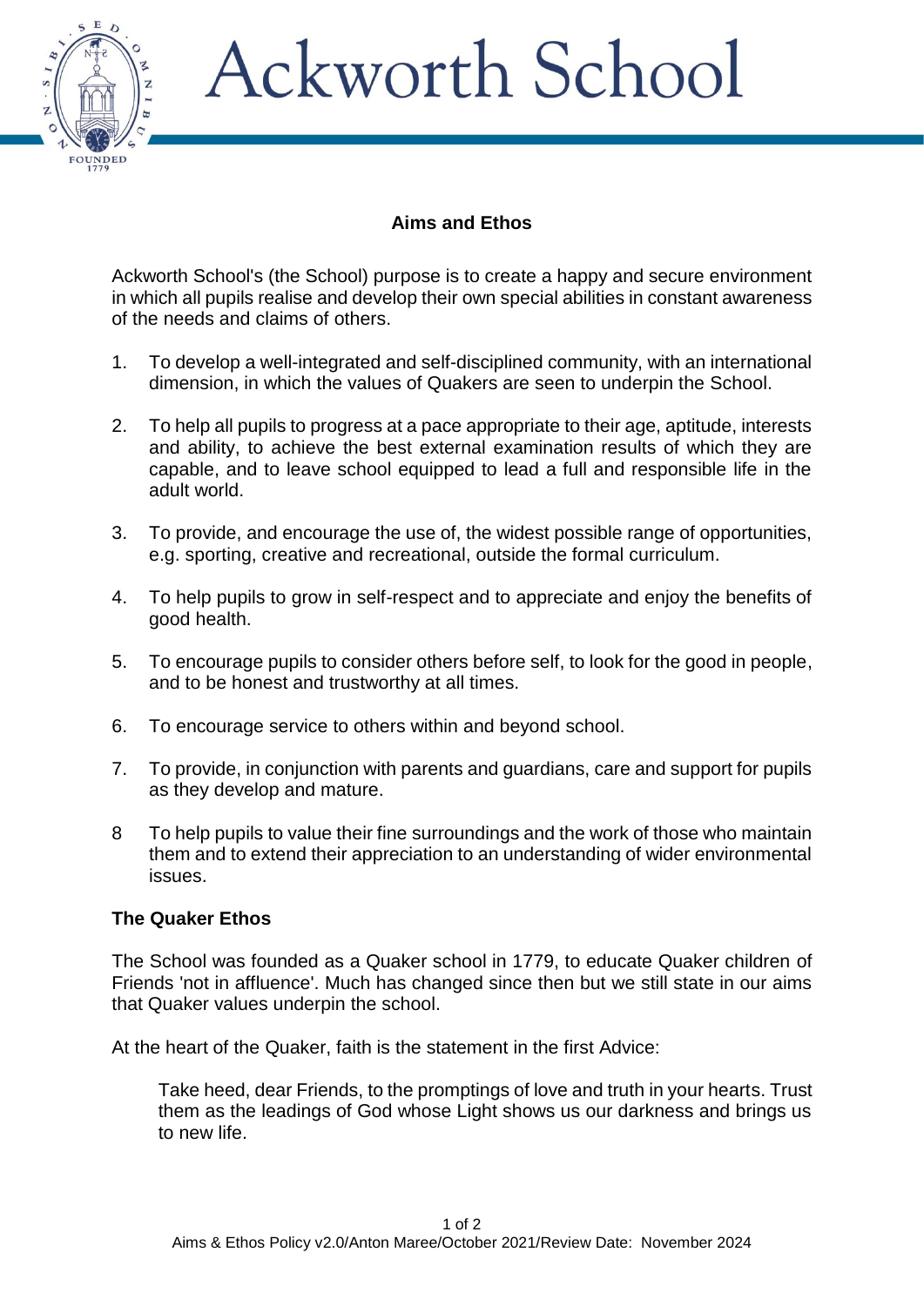# Ackworth School

## Aims and Ethos

Ackworth School's (the School) purpose is to create a happy and secure environment in which all pupils realise and develop their own special abilities in constant awareness of the needs and claims of others.

1. To develop a well-integrated and self-disciplined community, with an international dimension, in which the values of Quakers are seen to underpin the School.

2. To help all pupils to progress at a pace appropriate to their age, aptitude, interests and ability, to achieve the best external examination results of which they are capable, and to leave school equipped to lead a full and responsible life in the adult world.

3. To provide, and encourage the use of, the widest possible range of opportunities, e.g. sporting, creative and recreational, outside the formal curriculum.

4. To help pupils to grow in self-respect and to appreciate and enjoy the benefits of good health.

5. To encourage pupils to consider others before self, to look for the good in people, and to be honest and trustworthy at all times.

6. To encourage service to others within and beyond school.

7. To provide, in conjunction with parents and guardians, care and support for pupils as they develop and mature.

8 To help pupils to value their fine surroundings and the work of those who maintain them and to extend their appreciation to an understanding of wider environmental issues.

### The Quaker Ethos

The School was founded as a Quaker school in 1779, to educate Quaker children of Friends 'not in affluence'. Much has changed since then but we still state in our aims that Quaker values underpin the school.

At the heart of the Quaker, faith is the statement in the first Advice:

> Take heed, dear Friends, to the promptings of love and truth in your hearts. Trust them as the leadings of God whose Light shows us our darkness and brings us to new life.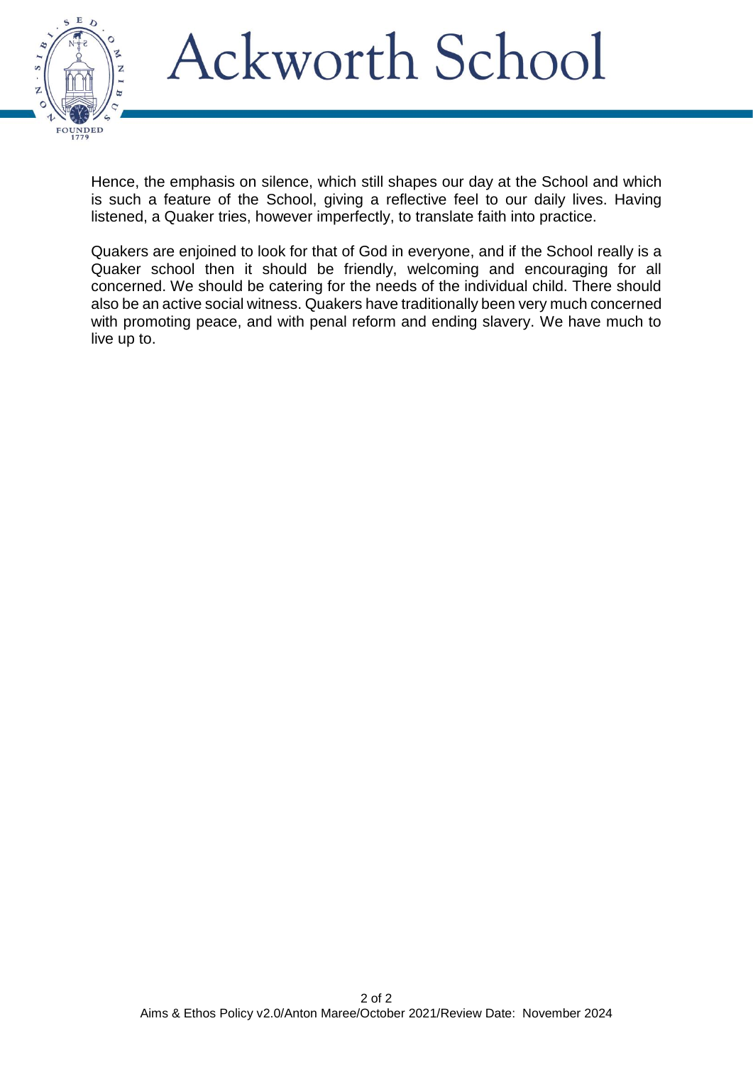Hence, the emphasis on silence, which still shapes our day at the School and which is such a feature of the School, giving a reflective feel to our daily lives. Having listened, a Quaker tries, however imperfectly, to translate faith into practice.

Quakers are enjoined to look for that of God in everyone, and if the School really is a Quaker school then it should be friendly, welcoming and encouraging for all concerned. We should be catering for the needs of the individual child. There should also be an active social witness. Quakers have traditionally been very much concerned with promoting peace, and with penal reform and ending slavery. We have much to live up to.